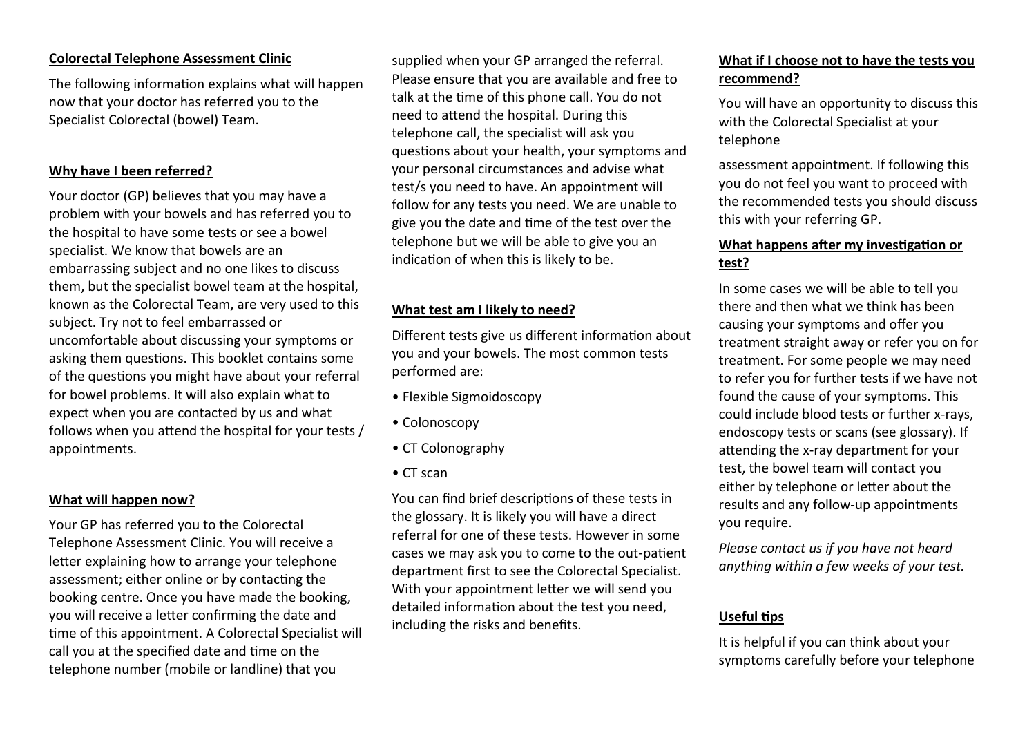## Colorectal Telephone Assessment Clinic

The following information explains what will happen now that your doctor has referred you to the Specialist Colorectal (bowel) Team.

### Why have I been referred?

Your doctor (GP) believes that you may have a problem with your bowels and has referred you to the hospital to have some tests or see a bowel specialist. We know that bowels are an embarrassing subject and no one likes to discuss them, but the specialist bowel team at the hospital, known as the Colorectal Team, are very used to this subject. Try not to feel embarrassed or uncomfortable about discussing your symptoms or asking them questions. This booklet contains some of the questions you might have about your referral for bowel problems. It will also explain what to expect when you are contacted by us and what follows when you attend the hospital for your tests / appointments.

### What will happen now?

Your GP has referred you to the Colorectal Telephone Assessment Clinic. You will receive a letter explaining how to arrange your telephone assessment; either online or by contacting the booking centre. Once you have made the booking, you will receive a letter confirming the date and time of this appointment. A Colorectal Specialist will call you at the specified date and time on the telephone number (mobile or landline) that you supplied when your GP arranged the referral. Please ensure that you are available and free to talk at the time of this phone call. You do not need to attend the hospital. During this telephone call, the specialist will ask you questions about your health, your symptoms and your personal circumstances and advise what test/s you need to have. An appointment will follow for any tests you need. We are unable to give you the date and time of the test over the telephone but we will be able to give you an indication of when this is likely to be.

### What test am I likely to need?

Different tests give us different information about you and your bowels. The most common tests performed are:

- Flexible Sigmoidoscopy
- Colonoscopy
- CT Colonography
- CT scan

You can find brief descriptions of these tests in the glossary. It is likely you will have a direct referral for one of these tests. However in some cases we may ask you to come to the out-patient department first to see the Colorectal Specialist. With your appointment letter we will send you detailed information about the test you need, including the risks and benefits.

### What if I choose not to have the tests you recommend?

You will have an opportunity to discuss this with the Colorectal Specialist at your telephone assessment appointment. If following this you do not feel you want to proceed with the recommended tests you should discuss this with your referring GP.

### What happens after my investigation or test?

In some cases we will be able to tell you there and then what we think has been causing your symptoms and offer you treatment straight away or refer you on for treatment. For some people we may need to refer you for further tests if we have not found the cause of your symptoms. This could include blood tests or further x-rays, endoscopy tests or scans (see glossary). If attending the x-ray department for your test, the bowel team will contact you either by telephone or letter about the results and any follow-up appointments you require.

*Please contact us if you have not heard anything within a few weeks of your test.*

### Useful tips

It is helpful if you can think about your symptoms carefully before your telephone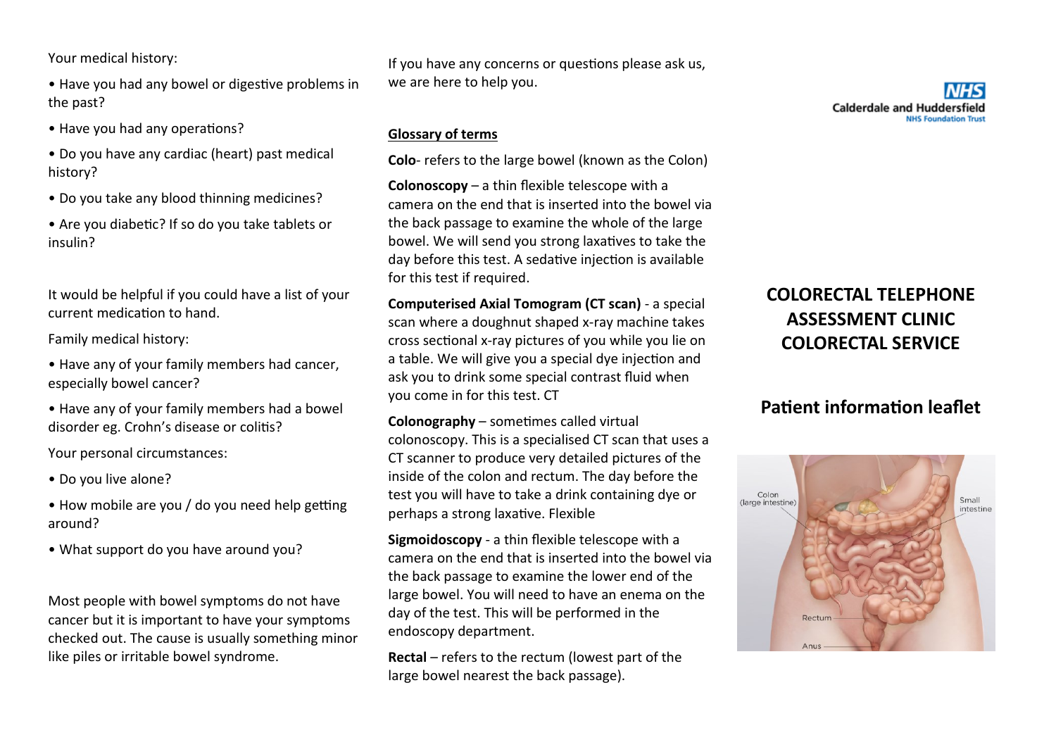Your medical history:

- Have you had any bowel or digestive problems in the past?
- Have you had any operations?
- Do you have any cardiac (heart) past medical history?
- Do you take any blood thinning medicines?
- Are you diabetic? If so do you take tablets or insulin?

It would be helpful if you could have a list of your current medication to hand.

Family medical history:

- Have any of your family members had cancer, especially bowel cancer?
- Have any of your family members had a bowel disorder eg. Crohn's disease or colitis?

Your personal circumstances:

- Do you live alone?
- How mobile are you / do you need help getting around?
- What support do you have around you?

Most people with bowel symptoms do not have cancer but it is important to have your symptoms checked out. The cause is usually something minor like piles or irritable bowel syndrome.

If you have any concerns or questions please ask us, we are here to help you.

## Glossary of terms

**Colo**- refers to the large bowel (known as the Colon)

**Colonoscopy** – a thin flexible telescope with a camera on the end that is inserted into the bowel via the back passage to examine the whole of the large bowel. We will send you strong laxatives to take the day before this test. A sedative injection is available for this test if required.

**Computerised Axial Tomogram (CT scan)** - a special scan where a doughnut shaped x-ray machine takes cross sectional x-ray pictures of you while you lie on a table. We will give you a special dye injection and ask you to drink some special contrast fluid when you come in for this test. CT

**Colonography** – sometimes called virtual colonoscopy. This is a specialised CT scan that uses a CT scanner to produce very detailed pictures of the inside of the colon and rectum. The day before the test you will have to take a drink containing dye or perhaps a strong laxative. Flexible

**Sigmoidoscopy** - a thin flexible telescope with a camera on the end that is inserted into the bowel via the back passage to examine the lower end of the large bowel. You will need to have an enema on the day of the test. This will be performed in the endoscopy department.

**Rectal** – refers to the rectum (lowest part of the large bowel nearest the back passage).

NHS Calderdale and Huddersfield NHS Foundation Trust

# COLORECTAL TELEPHONE ASSESSMENT CLINIC COLORECTAL SERVICE

## Patient information leaflet

Colon (large intestine)

Small intestine

Rectum

Anus